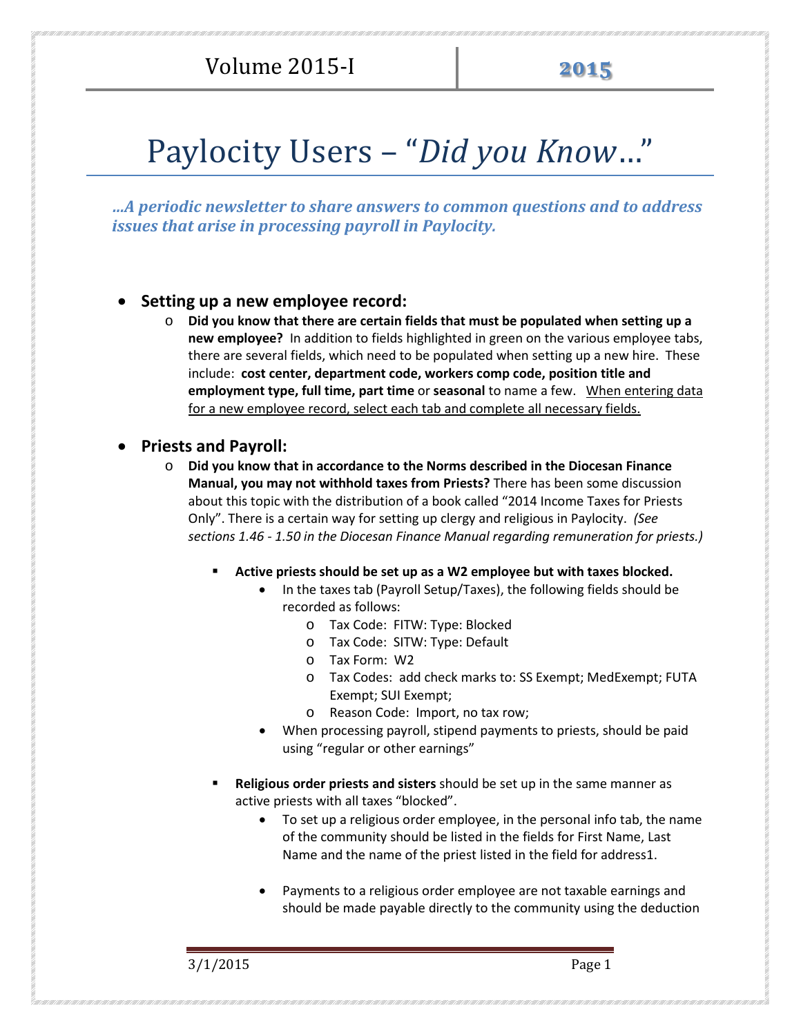Volume 2015-I | **2015**

# Paylocity Users – "*Did you Know*…"

***…A periodic newsletter to share answers to common questions and to address issues that arise in processing payroll in Paylocity.***

- **Setting up a new employee record:**
  - **Did you know that there are certain fields that must be populated when setting up a new employee?** In addition to fields highlighted in green on the various employee tabs, there are several fields, which need to be populated when setting up a new hire. These include: **cost center, department code, workers comp code, position title and employment type, full time, part time** or **seasonal** to name a few. <u>When entering data for a new employee record, select each tab and complete all necessary fields.</u>

- **Priests and Payroll:**
  - **Did you know that in accordance to the Norms described in the Diocesan Finance Manual, you may not withhold taxes from Priests?** There has been some discussion about this topic with the distribution of a book called "2014 Income Taxes for Priests Only". There is a certain way for setting up clergy and religious in Paylocity. *(See sections 1.46 - 1.50 in the Diocesan Finance Manual regarding remuneration for priests.)*
    - **Active priests should be set up as a W2 employee but with taxes blocked.**
      - In the taxes tab (Payroll Setup/Taxes), the following fields should be recorded as follows:
        - Tax Code: FITW: Type: Blocked
        - Tax Code: SITW: Type: Default
        - Tax Form: W2
        - Tax Codes: add check marks to: SS Exempt; MedExempt; FUTA Exempt; SUI Exempt;
        - Reason Code: Import, no tax row;
      - When processing payroll, stipend payments to priests, should be paid using "regular or other earnings"
    - **Religious order priests and sisters** should be set up in the same manner as active priests with all taxes "blocked".
      - To set up a religious order employee, in the personal info tab, the name of the community should be listed in the fields for First Name, Last Name and the name of the priest listed in the field for address1.
      - Payments to a religious order employee are not taxable earnings and should be made payable directly to the community using the deduction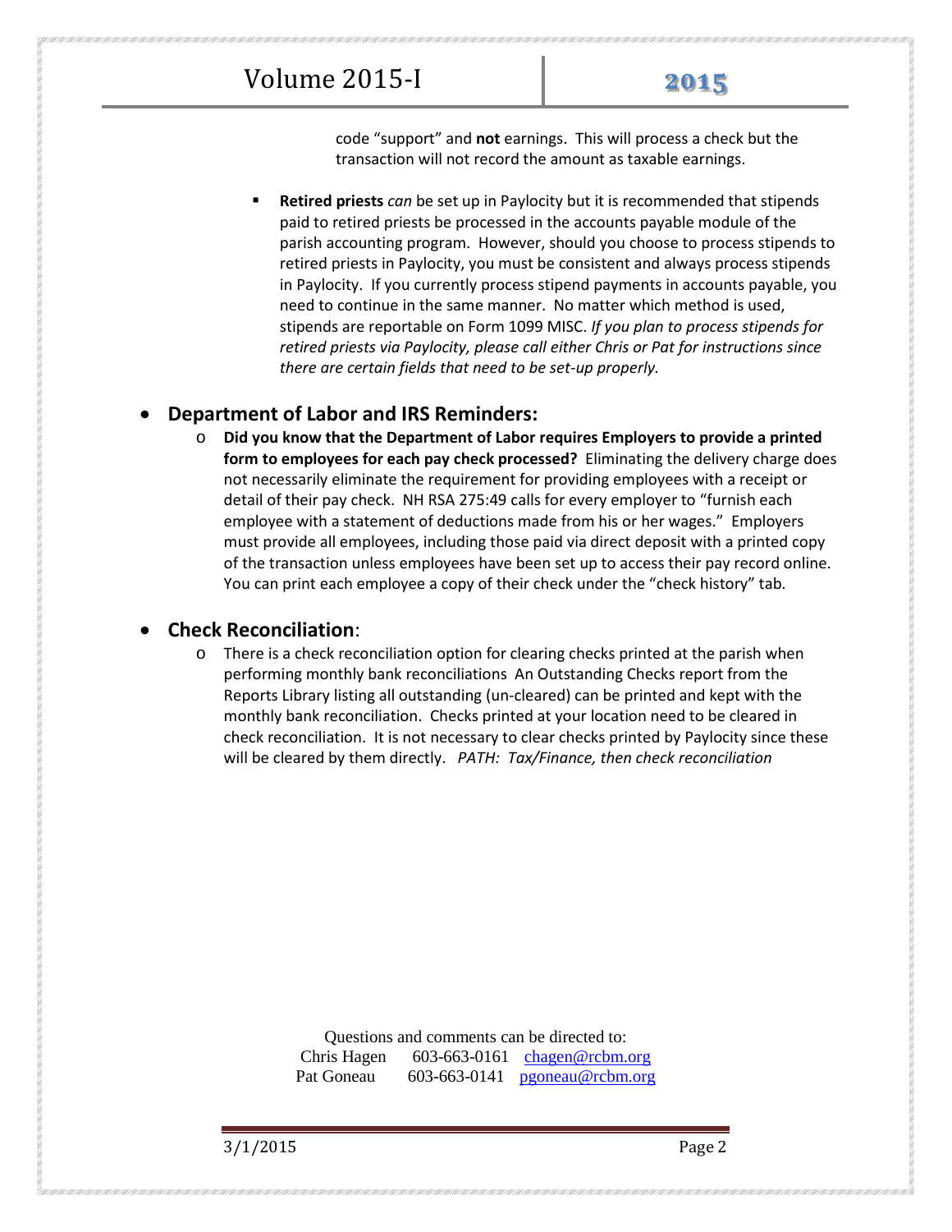code “support” and **not** earnings. This will process a check but the transaction will not record the amount as taxable earnings.

- **Retired priests** *can* be set up in Paylocity but it is recommended that stipends paid to retired priests be processed in the accounts payable module of the parish accounting program. However, should you choose to process stipends to retired priests in Paylocity, you must be consistent and always process stipends in Paylocity. If you currently process stipend payments in accounts payable, you need to continue in the same manner. No matter which method is used, stipends are reportable on Form 1099 MISC. *If you plan to process stipends for retired priests via Paylocity, please call either Chris or Pat for instructions since there are certain fields that need to be set-up properly.*

- ## Department of Labor and IRS Reminders:
  - **Did you know that the Department of Labor requires Employers to provide a printed form to employees for each pay check processed?** Eliminating the delivery charge does not necessarily eliminate the requirement for providing employees with a receipt or detail of their pay check. NH RSA 275:49 calls for every employer to “furnish each employee with a statement of deductions made from his or her wages.” Employers must provide all employees, including those paid via direct deposit with a printed copy of the transaction unless employees have been set up to access their pay record online. You can print each employee a copy of their check under the “check history” tab.

- ## Check Reconciliation:
  - There is a check reconciliation option for clearing checks printed at the parish when performing monthly bank reconciliations An Outstanding Checks report from the Reports Library listing all outstanding (un-cleared) can be printed and kept with the monthly bank reconciliation. Checks printed at your location need to be cleared in check reconciliation. It is not necessary to clear checks printed by Paylocity since these will be cleared by them directly. *PATH: Tax/Finance, then check reconciliation*

Questions and comments can be directed to:

Chris Hagen 603-663-0161 chagen@rcbm.org

Pat Goneau 603-663-0141 pgoneau@rcbm.org